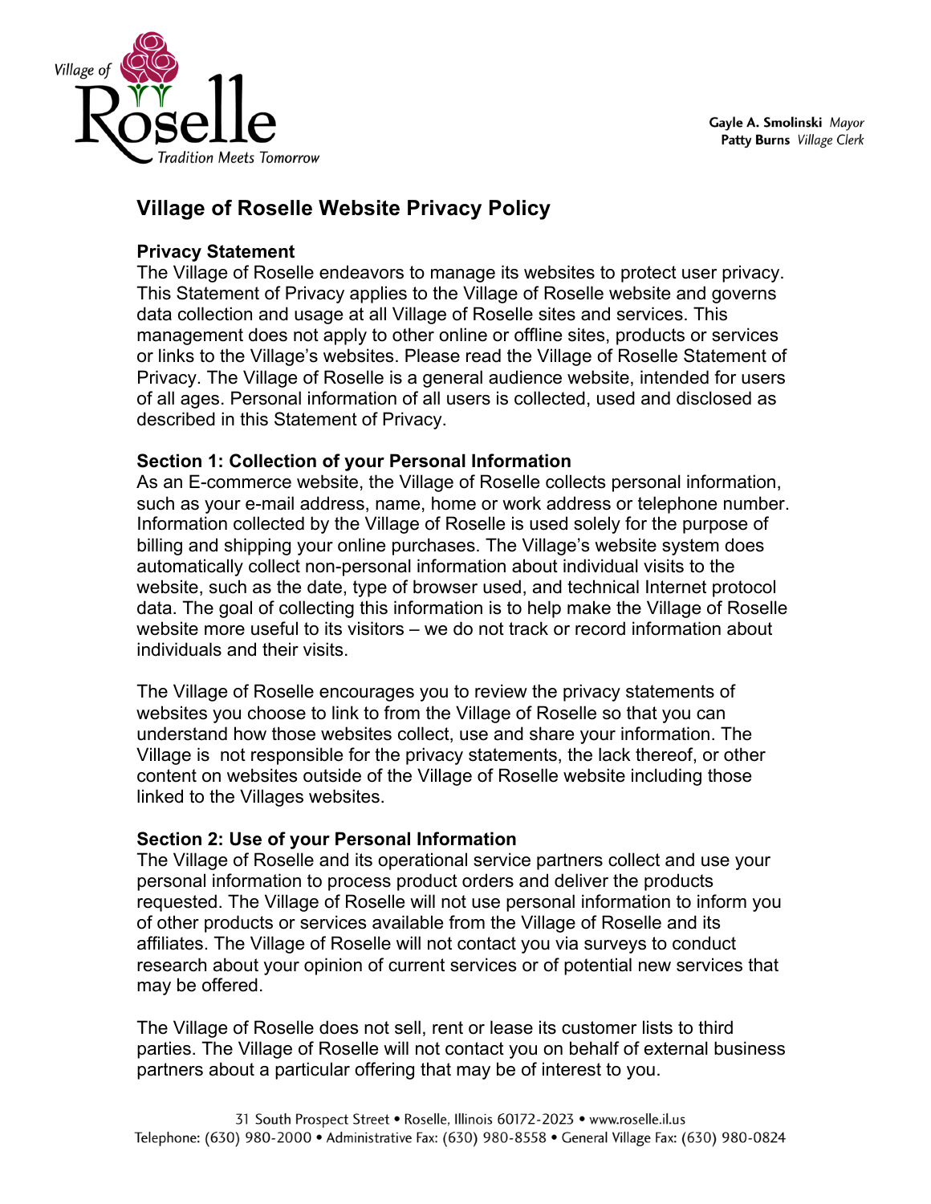Gayle A. Smolinski *Mayor*
Patty Burns *Village Clerk*

# Village of Roselle Website Privacy Policy

**Privacy Statement**

The Village of Roselle endeavors to manage its websites to protect user privacy. This Statement of Privacy applies to the Village of Roselle website and governs data collection and usage at all Village of Roselle sites and services. This management does not apply to other online or offline sites, products or services or links to the Village's websites. Please read the Village of Roselle Statement of Privacy. The Village of Roselle is a general audience website, intended for users of all ages. Personal information of all users is collected, used and disclosed as described in this Statement of Privacy.

**Section 1: Collection of your Personal Information**

As an E-commerce website, the Village of Roselle collects personal information, such as your e-mail address, name, home or work address or telephone number. Information collected by the Village of Roselle is used solely for the purpose of billing and shipping your online purchases. The Village's website system does automatically collect non-personal information about individual visits to the website, such as the date, type of browser used, and technical Internet protocol data. The goal of collecting this information is to help make the Village of Roselle website more useful to its visitors – we do not track or record information about individuals and their visits.

The Village of Roselle encourages you to review the privacy statements of websites you choose to link to from the Village of Roselle so that you can understand how those websites collect, use and share your information. The Village is not responsible for the privacy statements, the lack thereof, or other content on websites outside of the Village of Roselle website including those linked to the Villages websites.

**Section 2: Use of your Personal Information**

The Village of Roselle and its operational service partners collect and use your personal information to process product orders and deliver the products requested. The Village of Roselle will not use personal information to inform you of other products or services available from the Village of Roselle and its affiliates. The Village of Roselle will not contact you via surveys to conduct research about your opinion of current services or of potential new services that may be offered.

The Village of Roselle does not sell, rent or lease its customer lists to third parties. The Village of Roselle will not contact you on behalf of external business partners about a particular offering that may be of interest to you.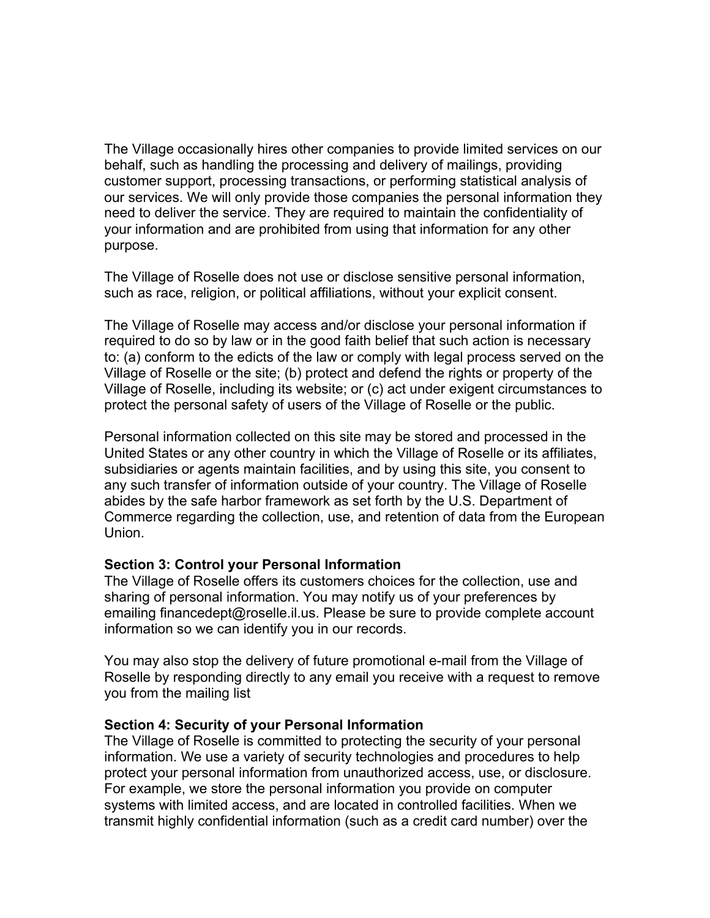The Village occasionally hires other companies to provide limited services on our behalf, such as handling the processing and delivery of mailings, providing customer support, processing transactions, or performing statistical analysis of our services. We will only provide those companies the personal information they need to deliver the service. They are required to maintain the confidentiality of your information and are prohibited from using that information for any other purpose.

The Village of Roselle does not use or disclose sensitive personal information, such as race, religion, or political affiliations, without your explicit consent.

The Village of Roselle may access and/or disclose your personal information if required to do so by law or in the good faith belief that such action is necessary to: (a) conform to the edicts of the law or comply with legal process served on the Village of Roselle or the site; (b) protect and defend the rights or property of the Village of Roselle, including its website; or (c) act under exigent circumstances to protect the personal safety of users of the Village of Roselle or the public.

Personal information collected on this site may be stored and processed in the United States or any other country in which the Village of Roselle or its affiliates, subsidiaries or agents maintain facilities, and by using this site, you consent to any such transfer of information outside of your country. The Village of Roselle abides by the safe harbor framework as set forth by the U.S. Department of Commerce regarding the collection, use, and retention of data from the European Union.

**Section 3: Control your Personal Information**

The Village of Roselle offers its customers choices for the collection, use and sharing of personal information. You may notify us of your preferences by emailing financedept@roselle.il.us. Please be sure to provide complete account information so we can identify you in our records.

You may also stop the delivery of future promotional e-mail from the Village of Roselle by responding directly to any email you receive with a request to remove you from the mailing list

**Section 4: Security of your Personal Information**

The Village of Roselle is committed to protecting the security of your personal information. We use a variety of security technologies and procedures to help protect your personal information from unauthorized access, use, or disclosure. For example, we store the personal information you provide on computer systems with limited access, and are located in controlled facilities. When we transmit highly confidential information (such as a credit card number) over the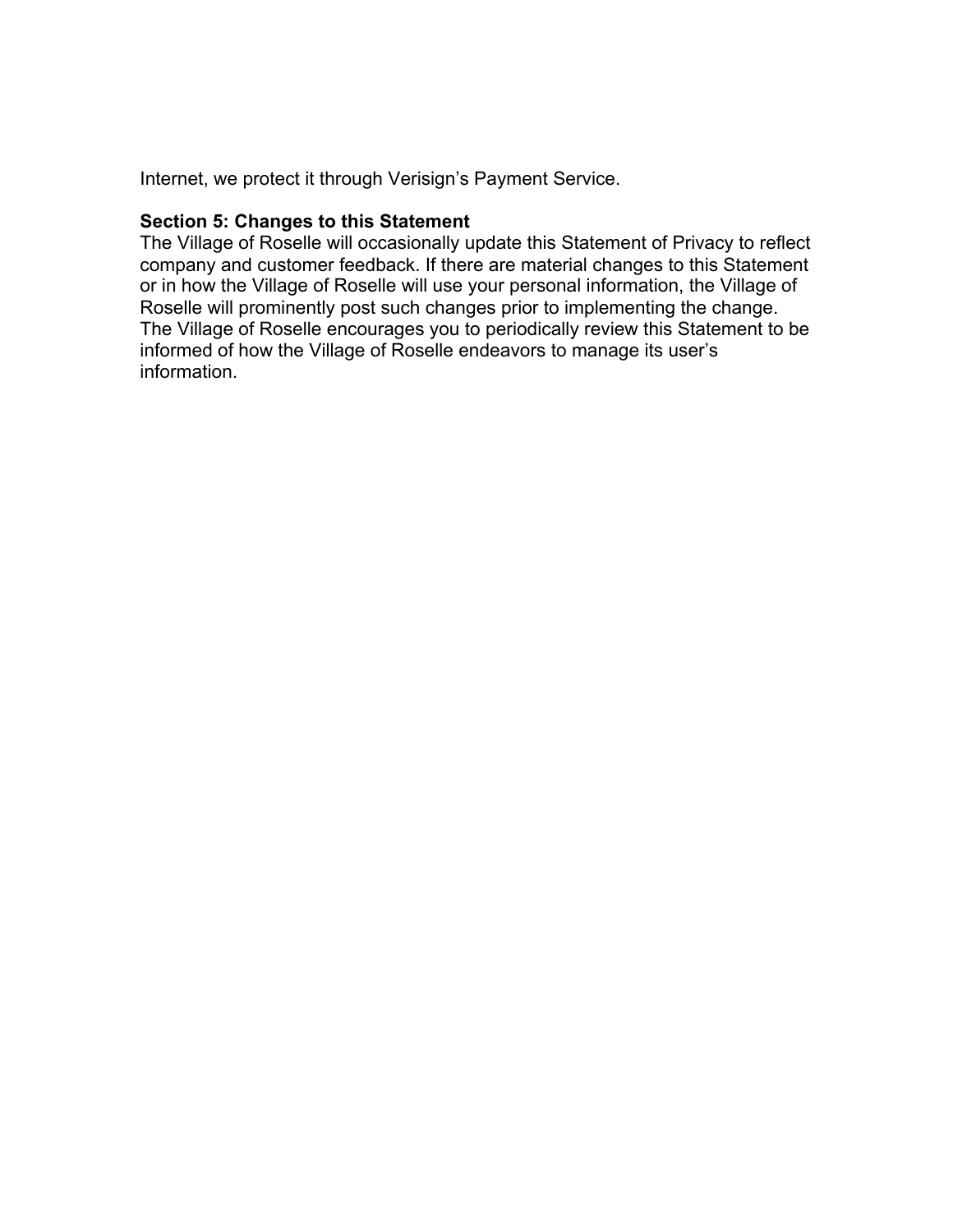Internet, we protect it through Verisign's Payment Service.

**Section 5: Changes to this Statement**

The Village of Roselle will occasionally update this Statement of Privacy to reflect company and customer feedback. If there are material changes to this Statement or in how the Village of Roselle will use your personal information, the Village of Roselle will prominently post such changes prior to implementing the change. The Village of Roselle encourages you to periodically review this Statement to be informed of how the Village of Roselle endeavors to manage its user's information.